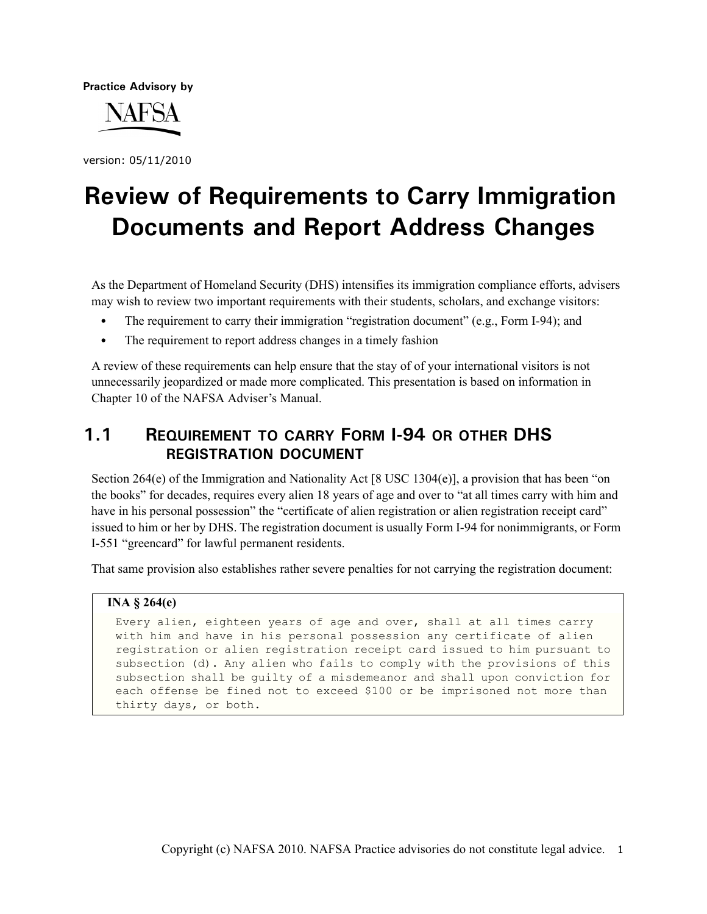**Practice Advisory by**

NAFSA

version: 05/11/2010

# Review of Requirements to Carry Immigration Documents and Report Address Changes

As the Department of Homeland Security (DHS) intensifies its immigration compliance efforts, advisers may wish to review two important requirements with their students, scholars, and exchange visitors:

- The requirement to carry their immigration "registration document" (e.g., Form I-94); and
- The requirement to report address changes in a timely fashion

A review of these requirements can help ensure that the stay of of your international visitors is not unnecessarily jeopardized or made more complicated. This presentation is based on information in Chapter 10 of the NAFSA Adviser's Manual.

## 1.1 Requirement to carry Form I-94 or other DHS registration document

Section 264(e) of the Immigration and Nationality Act [8 USC 1304(e)], a provision that has been "on the books" for decades, requires every alien 18 years of age and over to "at all times carry with him and have in his personal possession" the "certificate of alien registration or alien registration receipt card" issued to him or her by DHS. The registration document is usually Form I-94 for nonimmigrants, or Form I-551 "greencard" for lawful permanent residents.

That same provision also establishes rather severe penalties for not carrying the registration document:

**INA § 264(e)**

```
Every alien, eighteen years of age and over, shall at all times carry
with him and have in his personal possession any certificate of alien
registration or alien registration receipt card issued to him pursuant to
subsection (d). Any alien who fails to comply with the provisions of this
subsection shall be guilty of a misdemeanor and shall upon conviction for
each offense be fined not to exceed $100 or be imprisoned not more than
thirty days, or both.
```

Copyright (c) NAFSA 2010. NAFSA Practice advisories do not constitute legal advice.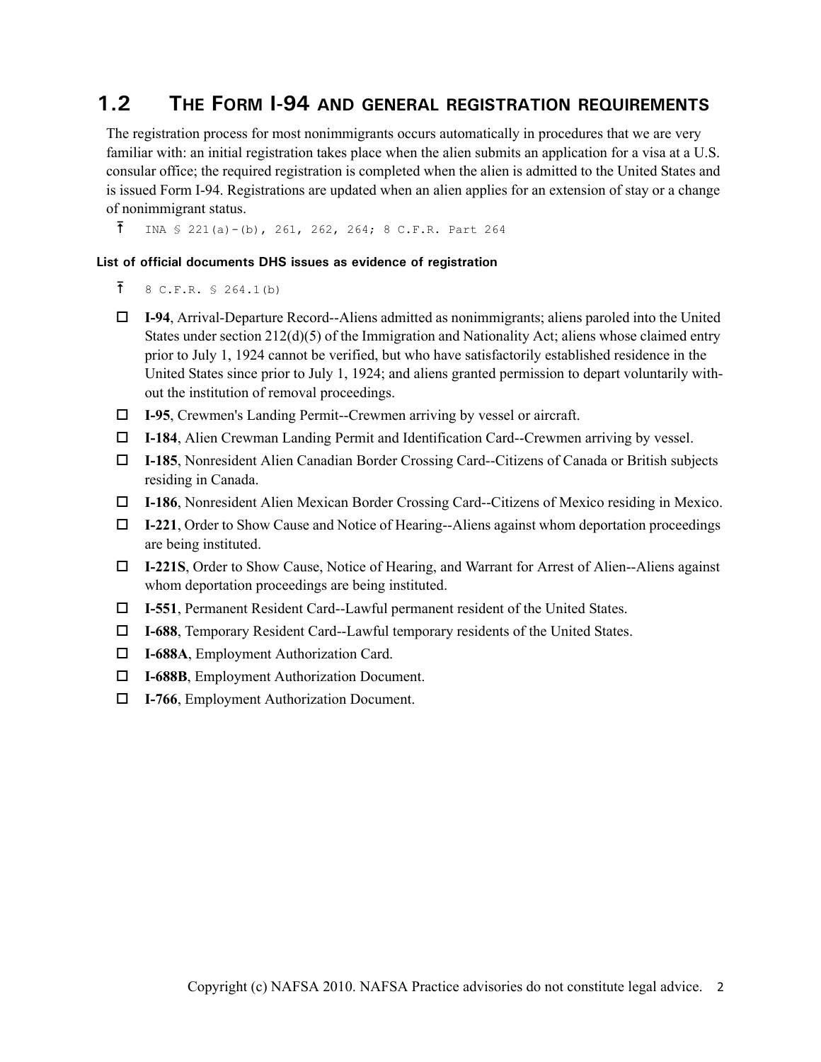## 1.2 The Form I-94 and general registration requirements

The registration process for most nonimmigrants occurs automatically in procedures that we are very familiar with: an initial registration takes place when the alien submits an application for a visa at a U.S. consular office; the required registration is completed when the alien is admitted to the United States and is issued Form I-94. Registrations are updated when an alien applies for an extension of stay or a change of nonimmigrant status.

INA § 221(a)-(b), 261, 262, 264; 8 C.F.R. Part 264

#### List of official documents DHS issues as evidence of registration

8 C.F.R. § 264.1(b)

- **I-94**, Arrival-Departure Record--Aliens admitted as nonimmigrants; aliens paroled into the United States under section 212(d)(5) of the Immigration and Nationality Act; aliens whose claimed entry prior to July 1, 1924 cannot be verified, but who have satisfactorily established residence in the United States since prior to July 1, 1924; and aliens granted permission to depart voluntarily without the institution of removal proceedings.
- **I-95**, Crewmen's Landing Permit--Crewmen arriving by vessel or aircraft.
- **I-184**, Alien Crewman Landing Permit and Identification Card--Crewmen arriving by vessel.
- **I-185**, Nonresident Alien Canadian Border Crossing Card--Citizens of Canada or British subjects residing in Canada.
- **I-186**, Nonresident Alien Mexican Border Crossing Card--Citizens of Mexico residing in Mexico.
- **I-221**, Order to Show Cause and Notice of Hearing--Aliens against whom deportation proceedings are being instituted.
- **I-221S**, Order to Show Cause, Notice of Hearing, and Warrant for Arrest of Alien--Aliens against whom deportation proceedings are being instituted.
- **I-551**, Permanent Resident Card--Lawful permanent resident of the United States.
- **I-688**, Temporary Resident Card--Lawful temporary residents of the United States.
- **I-688A**, Employment Authorization Card.
- **I-688B**, Employment Authorization Document.
- **I-766**, Employment Authorization Document.

Copyright (c) NAFSA 2010. NAFSA Practice advisories do not constitute legal advice.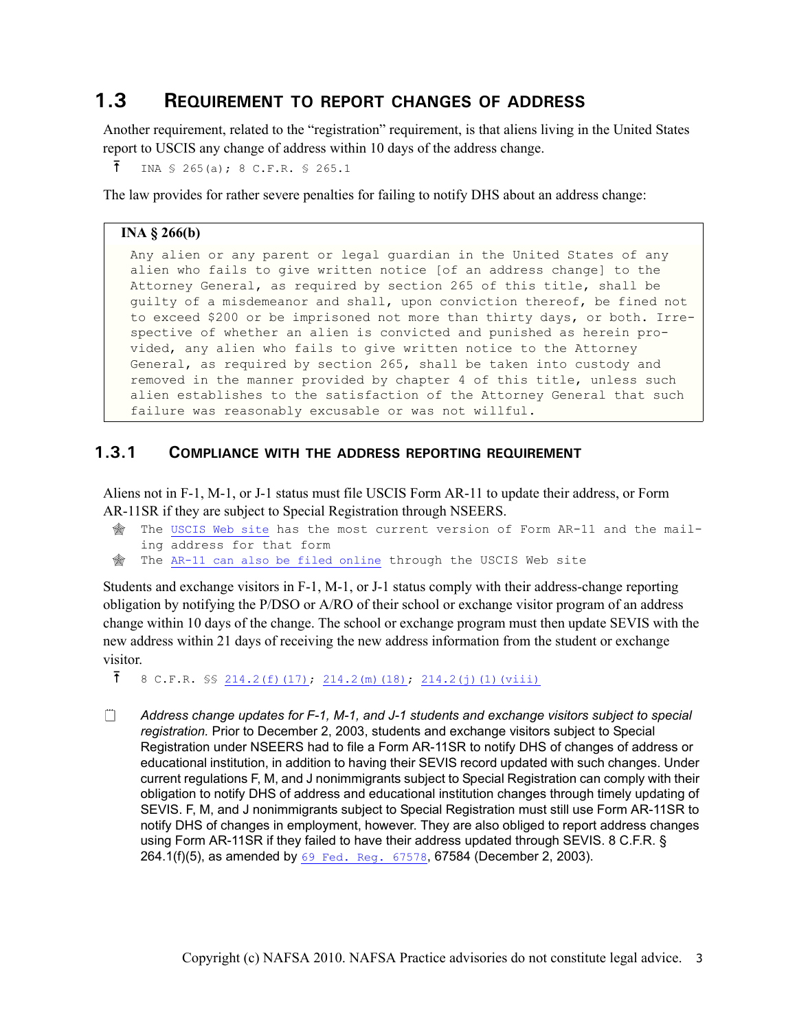## 1.3 Requirement to report changes of address

Another requirement, related to the "registration" requirement, is that aliens living in the United States report to USCIS any change of address within 10 days of the address change.

- INA § 265(a); 8 C.F.R. § 265.1

The law provides for rather severe penalties for failing to notify DHS about an address change:

> **INA § 266(b)**
>
> Any alien or any parent or legal guardian in the United States of any alien who fails to give written notice [of an address change] to the Attorney General, as required by section 265 of this title, shall be guilty of a misdemeanor and shall, upon conviction thereof, be fined not to exceed $200 or be imprisoned not more than thirty days, or both. Irrespective of whether an alien is convicted and punished as herein provided, any alien who fails to give written notice to the Attorney General, as required by section 265, shall be taken into custody and removed in the manner provided by chapter 4 of this title, unless such alien establishes to the satisfaction of the Attorney General that such failure was reasonably excusable or was not willful.

### 1.3.1 Compliance with the address reporting requirement

Aliens not in F-1, M-1, or J-1 status must file USCIS Form AR-11 to update their address, or Form AR-11SR if they are subject to Special Registration through NSEERS.

- The USCIS Web site has the most current version of Form AR-11 and the mailing address for that form
- The AR-11 can also be filed online through the USCIS Web site

Students and exchange visitors in F-1, M-1, or J-1 status comply with their address-change reporting obligation by notifying the P/DSO or A/RO of their school or exchange visitor program of an address change within 10 days of the change. The school or exchange program must then update SEVIS with the new address within 21 days of receiving the new address information from the student or exchange visitor.

- 8 C.F.R. §§ 214.2(f)(17); 214.2(m)(18); 214.2(j)(1)(viii)

*Address change updates for F-1, M-1, and J-1 students and exchange visitors subject to special registration.* Prior to December 2, 2003, students and exchange visitors subject to Special Registration under NSEERS had to file a Form AR-11SR to notify DHS of changes of address or educational institution, in addition to having their SEVIS record updated with such changes. Under current regulations F, M, and J nonimmigrants subject to Special Registration can comply with their obligation to notify DHS of address and educational institution changes through timely updating of SEVIS. F, M, and J nonimmigrants subject to Special Registration must still use Form AR-11SR to notify DHS of changes in employment, however. They are also obliged to report address changes using Form AR-11SR if they failed to have their address updated through SEVIS. 8 C.F.R. § 264.1(f)(5), as amended by 69 Fed. Reg. 67578, 67584 (December 2, 2003).